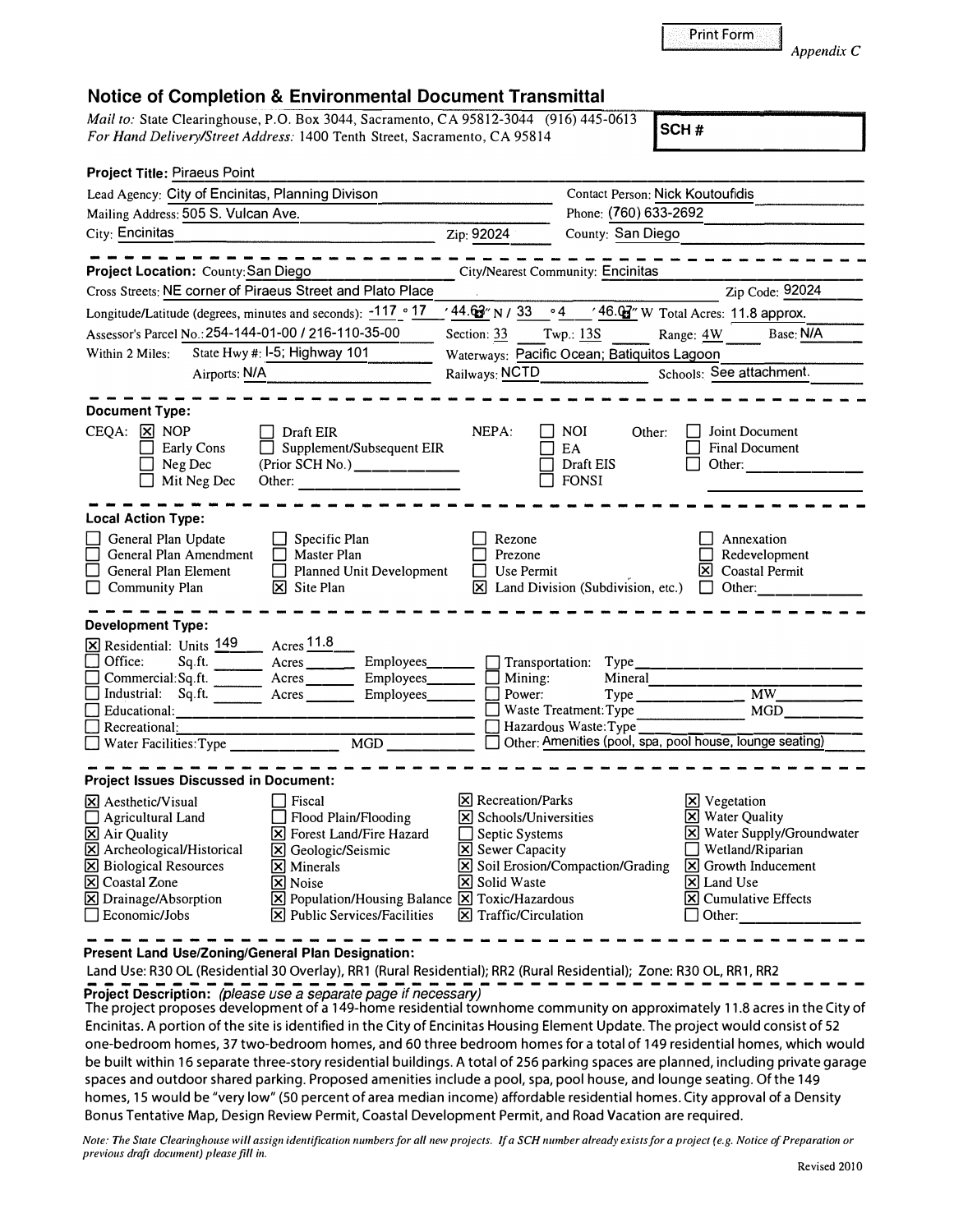Print Form

*Appendix C*

## Notice of Completion & Environmental Document Transmittal

*Mail to:* State Clearinghouse, P.O. Box 3044, Sacramento, CA 95812-3044 (916) 445-0613
*For Hand Delivery/Street Address:* 1400 Tenth Street, Sacramento, CA 95814

**SCH #**

**Project Title:** Piraeus Point

Lead Agency: City of Encinitas, Planning Divison — Contact Person: Nick Koutoufidis

Mailing Address: 505 S. Vulcan Ave. — Phone: (760) 633-2692

City: Encinitas — Zip: 92024 — County: San Diego

---

**Project Location:** County: San Diego — City/Nearest Community: Encinitas

Cross Streets: NE corner of Piraeus Street and Plato Place — Zip Code: 92024

Longitude/Latitude (degrees, minutes and seconds): -117 ° 17 ′ 44.63″ N / 33 ° 4 ′ 46.07″ W — Total Acres: 11.8 approx.

Assessor's Parcel No.: 254-144-01-00 / 216-110-35-00 — Section: 33 — Twp.: 13S — Range: 4W — Base: N/A

Within 2 Miles: State Hwy #: I-5; Highway 101 — Waterways: Pacific Ocean; Batiquitos Lagoon

Airports: N/A — Railways: NCTD — Schools: See attachment.

---

**Document Type:**

CEQA: [X] NOP [ ] Early Cons [ ] Neg Dec [ ] Mit Neg Dec [ ] Draft EIR [ ] Supplement/Subsequent EIR (Prior SCH No.) ________ Other: ________

NEPA: [ ] NOI [ ] EA [ ] Draft EIS [ ] FONSI

Other: [ ] Joint Document [ ] Final Document [ ] Other: ________

---

**Local Action Type:**

[ ] General Plan Update [ ] General Plan Amendment [ ] General Plan Element [ ] Community Plan [ ] Specific Plan [ ] Master Plan [ ] Planned Unit Development [X] Site Plan [ ] Rezone [ ] Prezone [ ] Use Permit [X] Land Division (Subdivision, etc.) [ ] Annexation [ ] Redevelopment [X] Coastal Permit [ ] Other: ________

---

**Development Type:**

[X] Residential: Units 149 Acres 11.8
[ ] Office: Sq.ft. ____ Acres ____ Employees ____
[ ] Commercial: Sq.ft. ____ Acres ____ Employees ____
[ ] Industrial: Sq.ft. ____ Acres ____ Employees ____
[ ] Educational: ________
[ ] Recreational: ________
[ ] Water Facilities: Type ____ MGD ____
[ ] Transportation: Type ________
[ ] Mining: Mineral ________
[ ] Power: Type ____ MW ____
[ ] Waste Treatment: Type ____ MGD ____
[ ] Hazardous Waste: Type ________
[ ] Other: Amenities (pool, spa, pool house, lounge seating)

---

**Project Issues Discussed in Document:**

[X] Aesthetic/Visual
[ ] Agricultural Land
[X] Air Quality
[X] Archeological/Historical
[X] Biological Resources
[X] Coastal Zone
[X] Drainage/Absorption
[ ] Economic/Jobs
[ ] Fiscal
[ ] Flood Plain/Flooding
[X] Forest Land/Fire Hazard
[X] Geologic/Seismic
[X] Minerals
[X] Noise
[X] Population/Housing Balance
[X] Public Services/Facilities
[X] Recreation/Parks
[X] Schools/Universities
[ ] Septic Systems
[X] Sewer Capacity
[X] Soil Erosion/Compaction/Grading
[X] Solid Waste
[X] Toxic/Hazardous
[X] Traffic/Circulation
[X] Vegetation
[X] Water Quality
[X] Water Supply/Groundwater
[ ] Wetland/Riparian
[X] Growth Inducement
[X] Land Use
[X] Cumulative Effects
[ ] Other: ________

---

**Present Land Use/Zoning/General Plan Designation:**

Land Use: R30 OL (Residential 30 Overlay), RR1 (Rural Residential); RR2 (Rural Residential); Zone: R30 OL, RR1, RR2

**Project Description:** *(please use a separate page if necessary)*

The project proposes development of a 149-home residential townhome community on approximately 11.8 acres in the City of Encinitas. A portion of the site is identified in the City of Encinitas Housing Element Update. The project would consist of 52 one-bedroom homes, 37 two-bedroom homes, and 60 three bedroom homes for a total of 149 residential homes, which would be built within 16 separate three-story residential buildings. A total of 256 parking spaces are planned, including private garage spaces and outdoor shared parking. Proposed amenities include a pool, spa, pool house, and lounge seating. Of the 149 homes, 15 would be "very low" (50 percent of area median income) affordable residential homes. City approval of a Density Bonus Tentative Map, Design Review Permit, Coastal Development Permit, and Road Vacation are required.

*Note: The State Clearinghouse will assign identification numbers for all new projects. If a SCH number already exists for a project (e.g. Notice of Preparation or previous draft document) please fill in.*

Revised 2010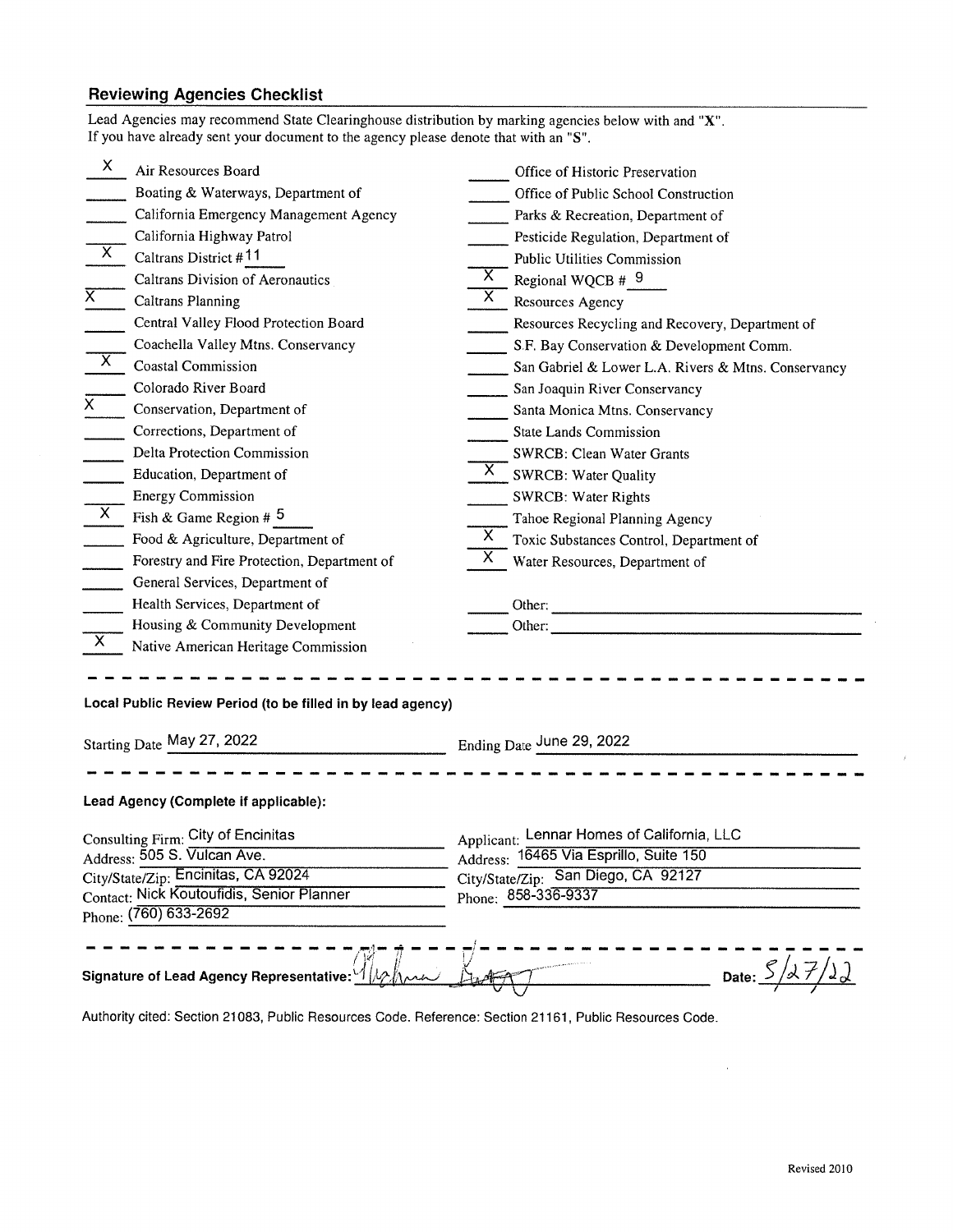## Reviewing Agencies Checklist

Lead Agencies may recommend State Clearinghouse distribution by marking agencies below with and "**X**".
If you have already sent your document to the agency please denote that with an "S".

X Air Resources Board
___ Boating & Waterways, Department of
___ California Emergency Management Agency
___ California Highway Patrol
X Caltrans District #11
___ Caltrans Division of Aeronautics
X Caltrans Planning
___ Central Valley Flood Protection Board
___ Coachella Valley Mtns. Conservancy
X Coastal Commission
___ Colorado River Board
X Conservation, Department of
___ Corrections, Department of
___ Delta Protection Commission
___ Education, Department of
___ Energy Commission
X Fish & Game Region # 5
___ Food & Agriculture, Department of
___ Forestry and Fire Protection, Department of
___ General Services, Department of
___ Health Services, Department of
___ Housing & Community Development
X Native American Heritage Commission
___ Office of Historic Preservation
___ Office of Public School Construction
___ Parks & Recreation, Department of
___ Pesticide Regulation, Department of
___ Public Utilities Commission
X Regional WQCB # 9
X Resources Agency
___ Resources Recycling and Recovery, Department of
___ S.F. Bay Conservation & Development Comm.
___ San Gabriel & Lower L.A. Rivers & Mtns. Conservancy
___ San Joaquin River Conservancy
___ Santa Monica Mtns. Conservancy
___ State Lands Commission
___ SWRCB: Clean Water Grants
X SWRCB: Water Quality
___ SWRCB: Water Rights
___ Tahoe Regional Planning Agency
X Toxic Substances Control, Department of
X Water Resources, Department of

___ Other: ___
___ Other: ___

---

**Local Public Review Period (to be filled in by lead agency)**

Starting Date May 27, 2022

Ending Date June 29, 2022

---

**Lead Agency (Complete if applicable):**

Consulting Firm: City of Encinitas
Address: 505 S. Vulcan Ave.
City/State/Zip: Encinitas, CA 92024
Contact: Nick Koutoufidis, Senior Planner
Phone: (760) 633-2692

Applicant: Lennar Homes of California, LLC
Address: 16465 Via Esprillo, Suite 150
City/State/Zip: San Diego, CA 92127
Phone: 858-336-9337

---

**Signature of Lead Agency Representative:** [signature]

**Date:** 5/27/22

Authority cited: Section 21083, Public Resources Code. Reference: Section 21161, Public Resources Code.

Revised 2010